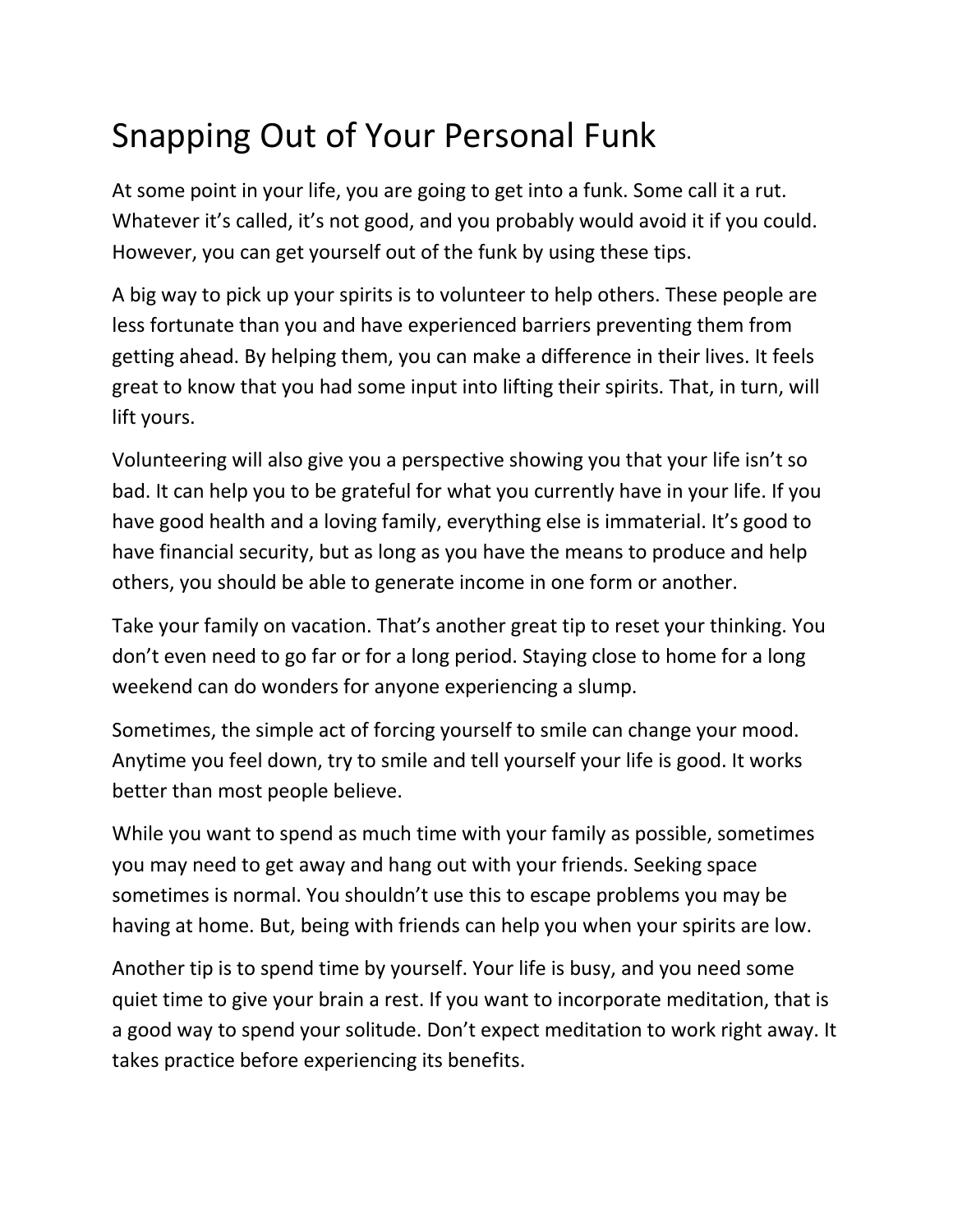# Snapping Out of Your Personal Funk

At some point in your life, you are going to get into a funk. Some call it a rut. Whatever it's called, it's not good, and you probably would avoid it if you could. However, you can get yourself out of the funk by using these tips.

A big way to pick up your spirits is to volunteer to help others. These people are less fortunate than you and have experienced barriers preventing them from getting ahead. By helping them, you can make a difference in their lives. It feels great to know that you had some input into lifting their spirits. That, in turn, will lift yours.

Volunteering will also give you a perspective showing you that your life isn't so bad. It can help you to be grateful for what you currently have in your life. If you have good health and a loving family, everything else is immaterial. It's good to have financial security, but as long as you have the means to produce and help others, you should be able to generate income in one form or another.

Take your family on vacation. That's another great tip to reset your thinking. You don't even need to go far or for a long period. Staying close to home for a long weekend can do wonders for anyone experiencing a slump.

Sometimes, the simple act of forcing yourself to smile can change your mood. Anytime you feel down, try to smile and tell yourself your life is good. It works better than most people believe.

While you want to spend as much time with your family as possible, sometimes you may need to get away and hang out with your friends. Seeking space sometimes is normal. You shouldn't use this to escape problems you may be having at home. But, being with friends can help you when your spirits are low.

Another tip is to spend time by yourself. Your life is busy, and you need some quiet time to give your brain a rest. If you want to incorporate meditation, that is a good way to spend your solitude. Don't expect meditation to work right away. It takes practice before experiencing its benefits.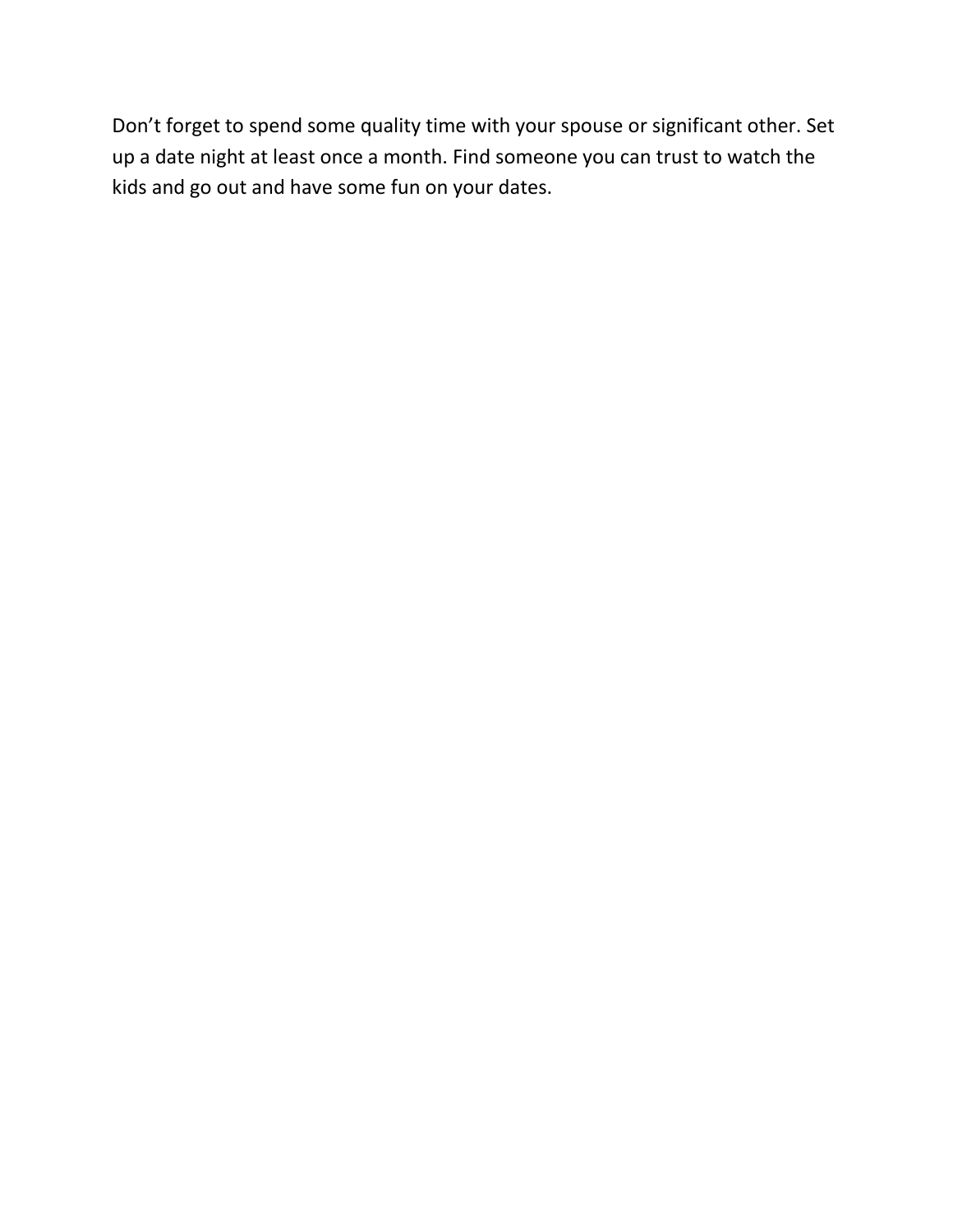Don’t forget to spend some quality time with your spouse or significant other. Set up a date night at least once a month. Find someone you can trust to watch the kids and go out and have some fun on your dates.